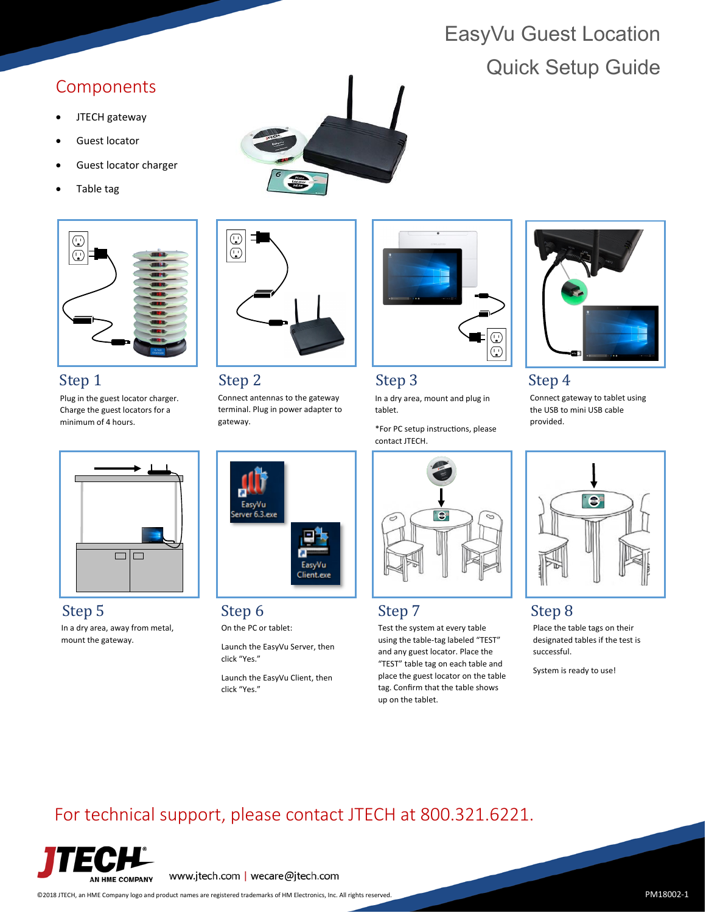# EasyVu Guest Location Quick Setup Guide

## Components

- JTECH gateway
- Guest locator
- Guest locator charger
- Table tag

## Step 1

Plug in the guest locator charger. Charge the guest locators for a minimum of 4 hours.

## Step 2

Connect antennas to the gateway terminal. Plug in power adapter to gateway.

## Step 3

In a dry area, mount and plug in tablet.

*For PC setup instructions, please contact JTECH.

## Step 4

Connect gateway to tablet using the USB to mini USB cable provided.

## Step 5

In a dry area, away from metal, mount the gateway.

## Step 6

On the PC or tablet:

Launch the EasyVu Server, then click "Yes."

Launch the EasyVu Client, then click "Yes."

## Step 7

Test the system at every table using the table-tag labeled "TEST" and any guest locator. Place the "TEST" table tag on each table and place the guest locator on the table tag. Confirm that the table shows up on the tablet.

## Step 8

Place the table tags on their designated tables if the test is successful.

System is ready to use!

For technical support, please contact JTECH at 800.321.6221.

JTECH AN HME COMPANY

www.jtech.com | wecare@jtech.com

©2018 JTECH, an HME Company logo and product names are registered trademarks of HM Electronics, Inc. All rights reserved.

PM18002-1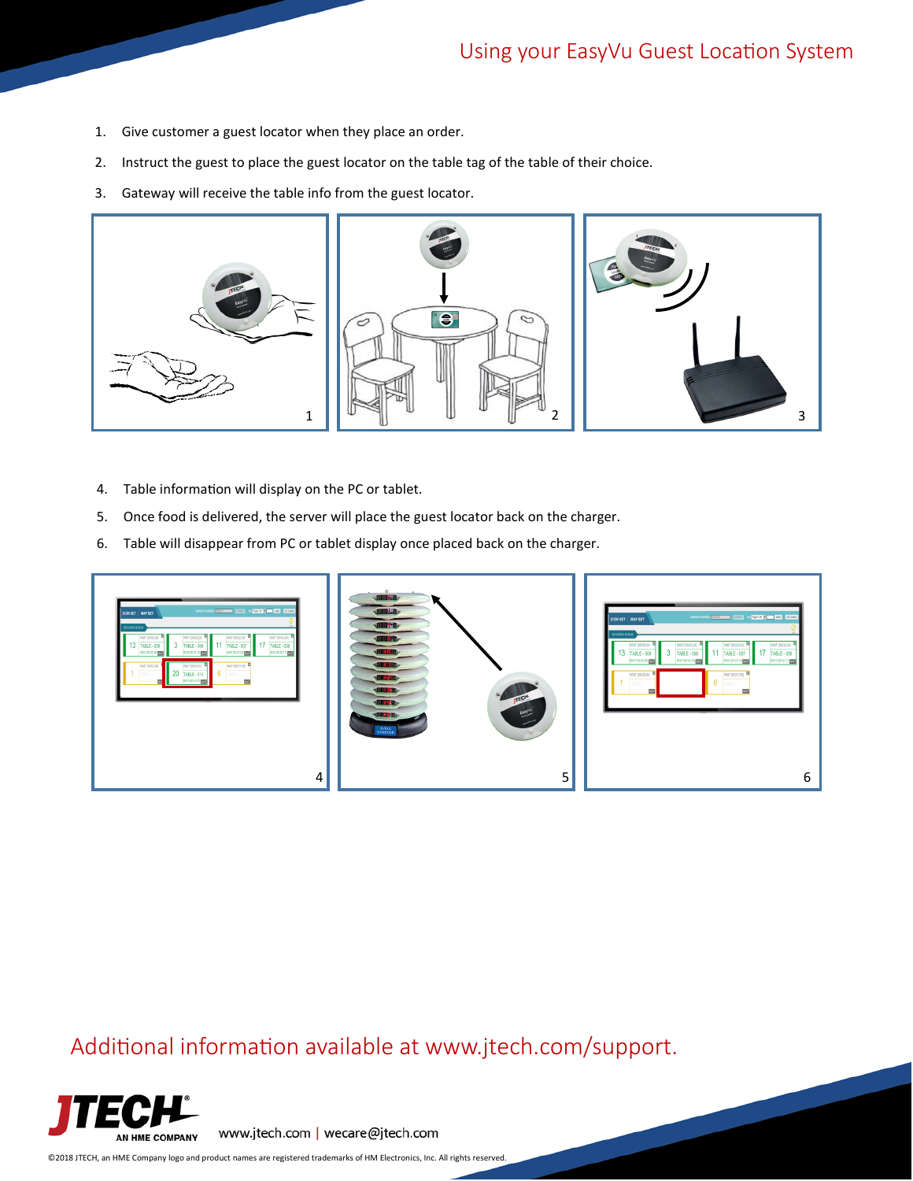# Using your EasyVu Guest Location System

1. Give customer a guest locator when they place an order.
2. Instruct the guest to place the guest locator on the table tag of the table of their choice.
3. Gateway will receive the table info from the guest locator.

1

2

3

4. Table information will display on the PC or tablet.
5. Once food is delivered, the server will place the guest locator back on the charger.
6. Table will disappear from PC or tablet display once placed back on the charger.

4

5

6

Additional information available at www.jtech.com/support.

www.jtech.com | wecare@jtech.com

©2018 JTECH, an HME Company logo and product names are registered trademarks of HM Electronics, Inc. All rights reserved.